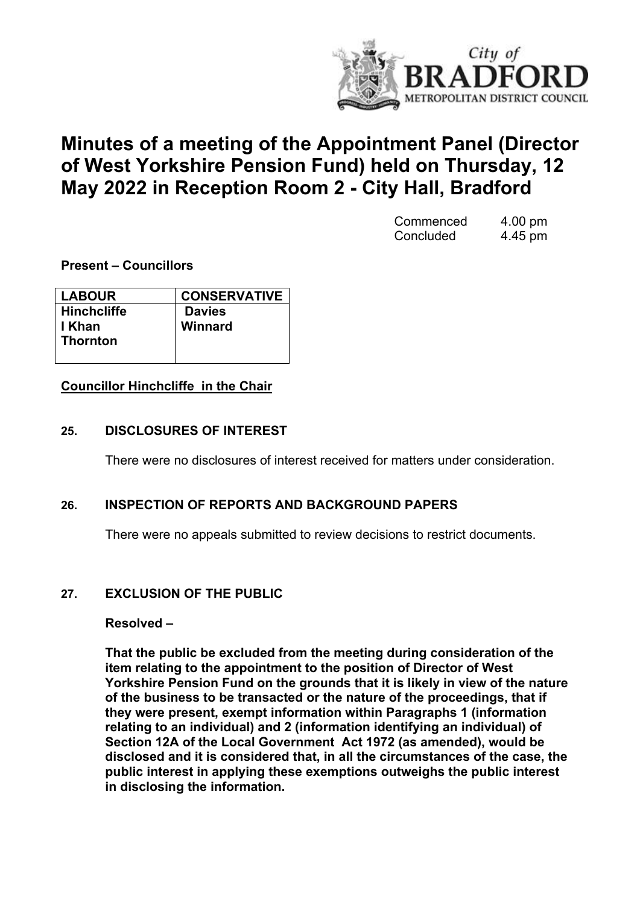# Minutes of a meeting of the Appointment Panel (Director of West Yorkshire Pension Fund) held on Thursday, 12 May 2022 in Reception Room 2 - City Hall, Bradford

Commenced 4.00 pm
Concluded 4.45 pm

**Present – Councillors**

| LABOUR | CONSERVATIVE |
|---|---|
| Hinchcliffe<br>I Khan<br>Thornton | Davies<br>Winnard |

**Councillor Hinchcliffe in the Chair**

### 25. DISCLOSURES OF INTEREST

There were no disclosures of interest received for matters under consideration.

### 26. INSPECTION OF REPORTS AND BACKGROUND PAPERS

There were no appeals submitted to review decisions to restrict documents.

### 27. EXCLUSION OF THE PUBLIC

**Resolved –**

**That the public be excluded from the meeting during consideration of the item relating to the appointment to the position of Director of West Yorkshire Pension Fund on the grounds that it is likely in view of the nature of the business to be transacted or the nature of the proceedings, that if they were present, exempt information within Paragraphs 1 (information relating to an individual) and 2 (information identifying an individual) of Section 12A of the Local Government Act 1972 (as amended), would be disclosed and it is considered that, in all the circumstances of the case, the public interest in applying these exemptions outweighs the public interest in disclosing the information.**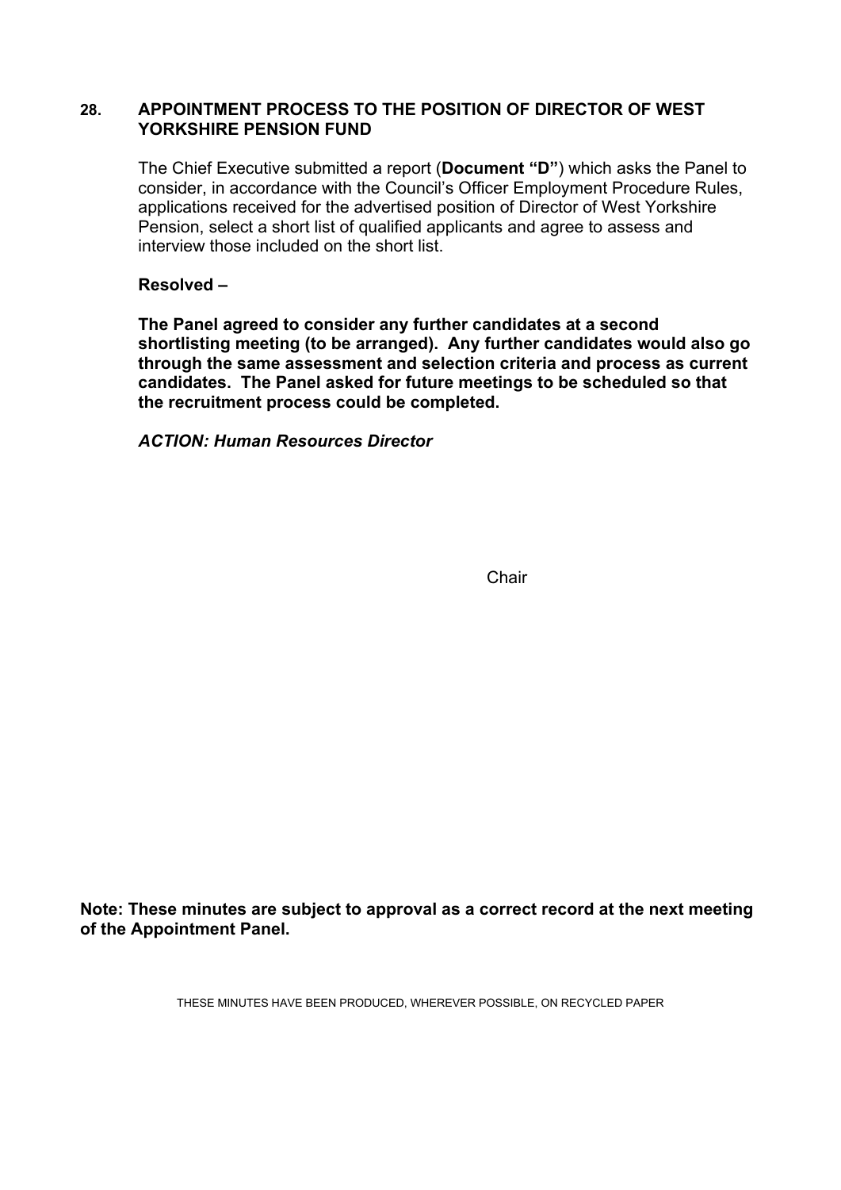## 28. APPOINTMENT PROCESS TO THE POSITION OF DIRECTOR OF WEST YORKSHIRE PENSION FUND

The Chief Executive submitted a report (**Document "D"**) which asks the Panel to consider, in accordance with the Council's Officer Employment Procedure Rules, applications received for the advertised position of Director of West Yorkshire Pension, select a short list of qualified applicants and agree to assess and interview those included on the short list.

**Resolved –**

**The Panel agreed to consider any further candidates at a second shortlisting meeting (to be arranged). Any further candidates would also go through the same assessment and selection criteria and process as current candidates. The Panel asked for future meetings to be scheduled so that the recruitment process could be completed.**

***ACTION: Human Resources Director***

Chair

**Note: These minutes are subject to approval as a correct record at the next meeting of the Appointment Panel.**

THESE MINUTES HAVE BEEN PRODUCED, WHEREVER POSSIBLE, ON RECYCLED PAPER